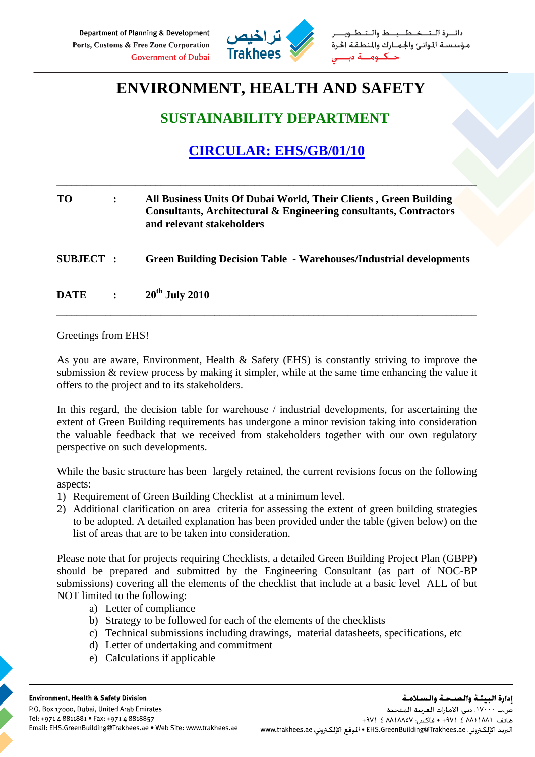Department of Planning & Development
Ports, Customs & Free Zone Corporation
Government of Dubai

تراخيص Trakhees

دائـرة الـتـخـطـيـط والـتـطـويـر
مؤسسة الموانئ والجمارك والمنطقة الحرة
حـكـومـة دبـي

# ENVIRONMENT, HEALTH AND SAFETY

## SUSTAINABILITY DEPARTMENT

## CIRCULAR: EHS/GB/01/10

---

**TO** : **All Business Units Of Dubai World, Their Clients , Green Building Consultants, Architectural & Engineering consultants, Contractors and relevant stakeholders**

**SUBJECT** : **Green Building Decision Table - Warehouses/Industrial developments**

**DATE** : **20th July 2010**

---

Greetings from EHS!

As you are aware, Environment, Health & Safety (EHS) is constantly striving to improve the submission & review process by making it simpler, while at the same time enhancing the value it offers to the project and to its stakeholders.

In this regard, the decision table for warehouse / industrial developments, for ascertaining the extent of Green Building requirements has undergone a minor revision taking into consideration the valuable feedback that we received from stakeholders together with our own regulatory perspective on such developments.

While the basic structure has been largely retained, the current revisions focus on the following aspects:

1) Requirement of Green Building Checklist at a minimum level.
2) Additional clarification on area criteria for assessing the extent of green building strategies to be adopted. A detailed explanation has been provided under the table (given below) on the list of areas that are to be taken into consideration.

Please note that for projects requiring Checklists, a detailed Green Building Project Plan (GBPP) should be prepared and submitted by the Engineering Consultant (as part of NOC-BP submissions) covering all the elements of the checklist that include at a basic level ALL of but NOT limited to the following:

a) Letter of compliance
b) Strategy to be followed for each of the elements of the checklists
c) Technical submissions including drawings, material datasheets, specifications, etc
d) Letter of undertaking and commitment
e) Calculations if applicable

**Environment, Health & Safety Division**
P.O. Box 17000, Dubai, United Arab Emirates
Tel: +971 4 8811881 • Fax: +971 4 8818857
Email: EHS.GreenBuilding@Trakhees.ae • Web Site: www.trakhees.ae

**إدارة البيئة والصحة والسلامة**
ص.ب ١٧٠٠٠، دبي، الامارات العربية المتحدة
هاتف: ٨٨١١٨٨١ ٤ ٩٧١+ • فاكس: ٨٨١٨٨٥٧ ٤ ٩٧١+
البريد الإلكتروني: EHS.GreenBuilding@Trakhees.ae • الموقع الإلكتروني: www.trakhees.ae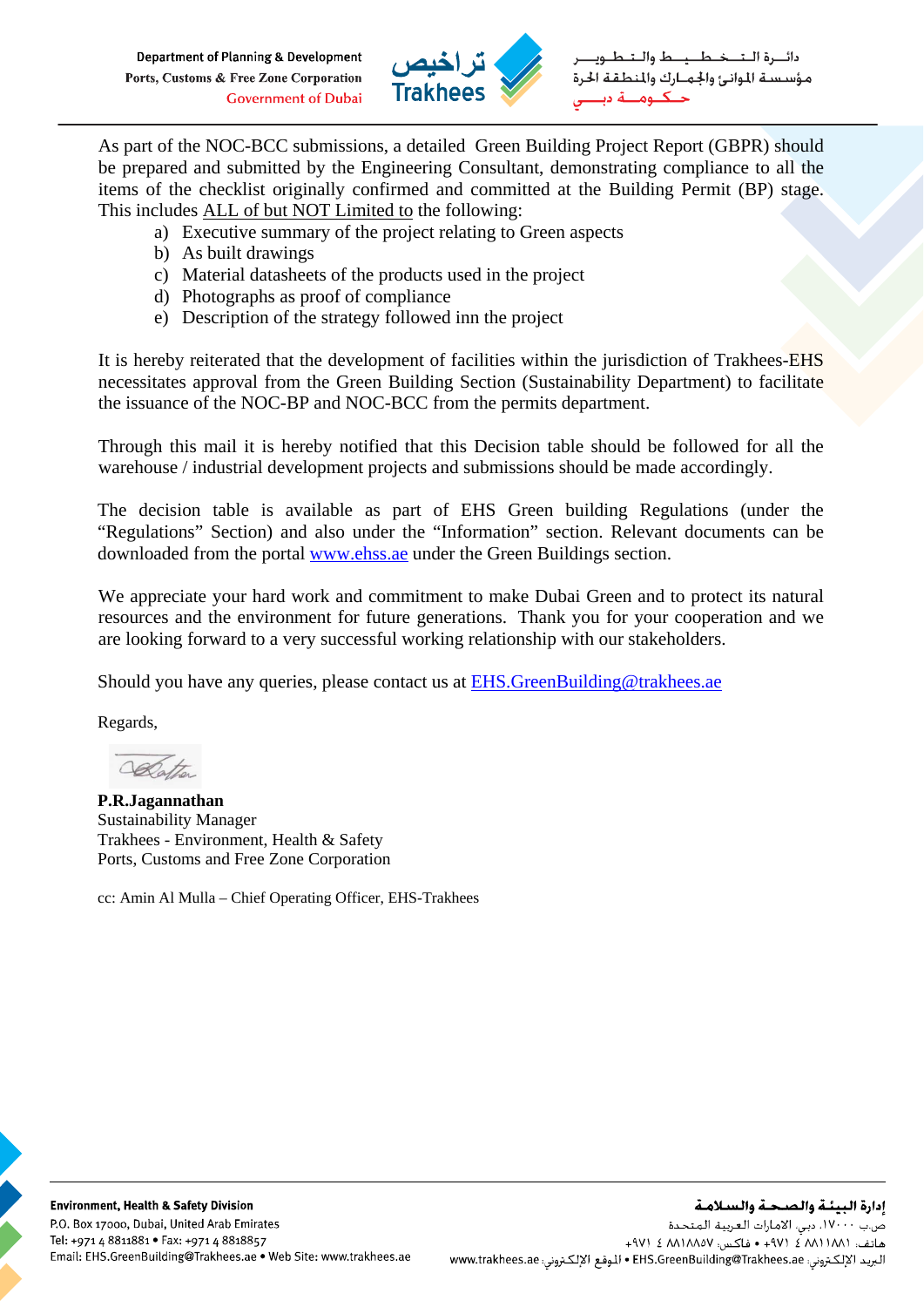As part of the NOC-BCC submissions, a detailed Green Building Project Report (GBPR) should be prepared and submitted by the Engineering Consultant, demonstrating compliance to all the items of the checklist originally confirmed and committed at the Building Permit (BP) stage. This includes ALL of but NOT Limited to the following:

a) Executive summary of the project relating to Green aspects
b) As built drawings
c) Material datasheets of the products used in the project
d) Photographs as proof of compliance
e) Description of the strategy followed inn the project

It is hereby reiterated that the development of facilities within the jurisdiction of Trakhees-EHS necessitates approval from the Green Building Section (Sustainability Department) to facilitate the issuance of the NOC-BP and NOC-BCC from the permits department.

Through this mail it is hereby notified that this Decision table should be followed for all the warehouse / industrial development projects and submissions should be made accordingly.

The decision table is available as part of EHS Green building Regulations (under the "Regulations" Section) and also under the "Information" section. Relevant documents can be downloaded from the portal www.ehss.ae under the Green Buildings section.

We appreciate your hard work and commitment to make Dubai Green and to protect its natural resources and the environment for future generations. Thank you for your cooperation and we are looking forward to a very successful working relationship with our stakeholders.

Should you have any queries, please contact us at EHS.GreenBuilding@trakhees.ae

Regards,

**P.R.Jagannathan**
Sustainability Manager
Trakhees - Environment, Health & Safety
Ports, Customs and Free Zone Corporation

cc: Amin Al Mulla – Chief Operating Officer, EHS-Trakhees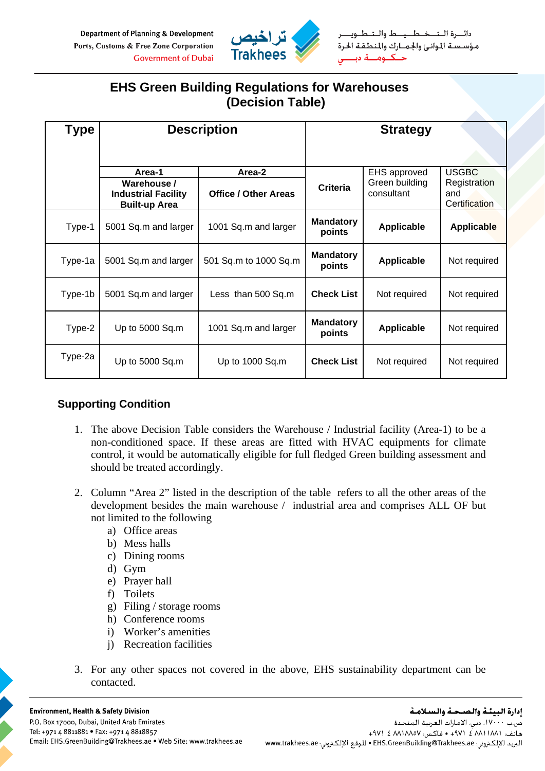# EHS Green Building Regulations for Warehouses (Decision Table)

| Type | Description | | Strategy | | |
|---|---|---|---|---|---|
| | Area-1<br>**Warehouse / Industrial Facility Built-up Area** | Area-2<br>**Office / Other Areas** | **Criteria** | EHS approved Green building consultant | USGBC Registration and Certification |
| Type-1 | 5001 Sq.m and larger | 1001 Sq.m and larger | **Mandatory points** | **Applicable** | **Applicable** |
| Type-1a | 5001 Sq.m and larger | 501 Sq.m to 1000 Sq.m | **Mandatory points** | **Applicable** | Not required |
| Type-1b | 5001 Sq.m and larger | Less than 500 Sq.m | **Check List** | Not required | Not required |
| Type-2 | Up to 5000 Sq.m | 1001 Sq.m and larger | **Mandatory points** | **Applicable** | Not required |
| Type-2a | Up to 5000 Sq.m | Up to 1000 Sq.m | **Check List** | Not required | Not required |

## Supporting Condition

1. The above Decision Table considers the Warehouse / Industrial facility (Area-1) to be a non-conditioned space. If these areas are fitted with HVAC equipments for climate control, it would be automatically eligible for full fledged Green building assessment and should be treated accordingly.

2. Column “Area 2” listed in the description of the table refers to all the other areas of the development besides the main warehouse / industrial area and comprises ALL OF but not limited to the following
   a) Office areas
   b) Mess halls
   c) Dining rooms
   d) Gym
   e) Prayer hall
   f) Toilets
   g) Filing / storage rooms
   h) Conference rooms
   i) Worker’s amenities
   j) Recreation facilities

3. For any other spaces not covered in the above, EHS sustainability department can be contacted.